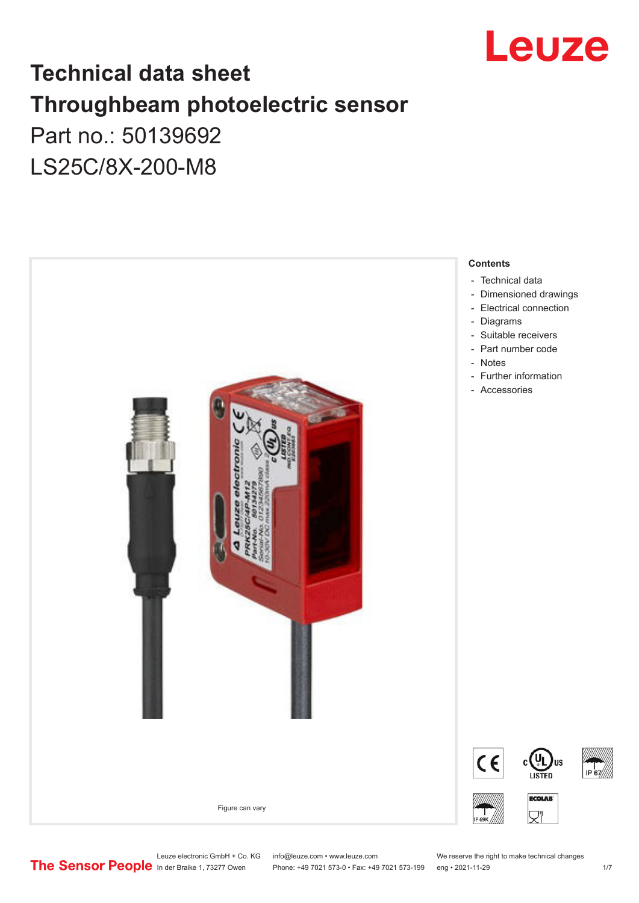# Technical data sheet
# Throughbeam photoelectric sensor
## Part no.: 50139692
## LS25C/8X-200-M8

Figure can vary

**Contents**

- Technical data
- Dimensioned drawings
- Electrical connection
- Diagrams
- Suitable receivers
- Part number code
- Notes
- Further information
- Accessories

Leuze electronic GmbH + Co. KG
In der Braike 1, 73277 Owen

info@leuze.com • www.leuze.com
Phone: +49 7021 573-0 • Fax: +49 7021 573-199

We reserve the right to make technical changes
eng • 2021-11-29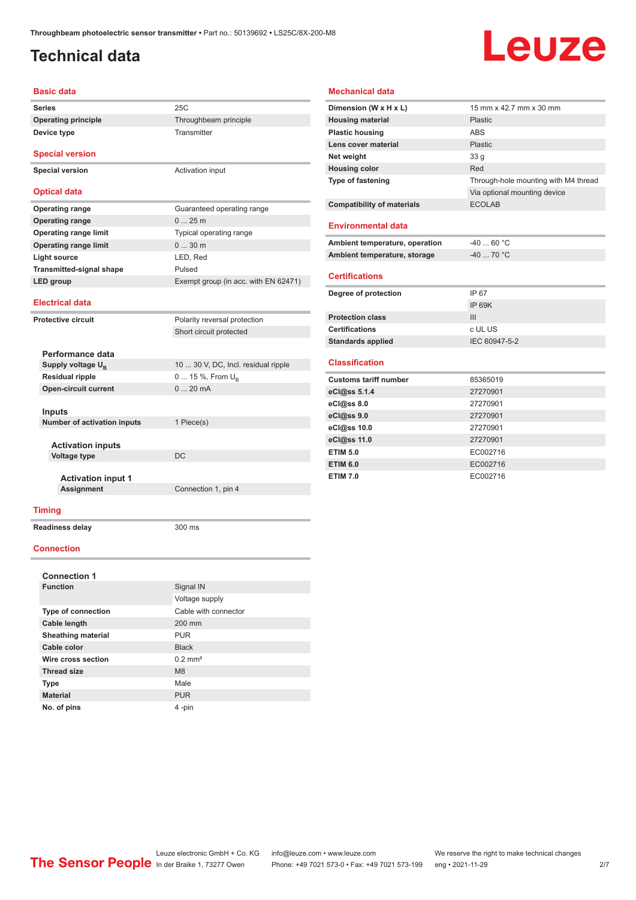# Technical data

## Basic data

| | |
|---|---|
| Series | 25C |
| Operating principle | Throughbeam principle |
| Device type | Transmitter |

## Special version

| | |
|---|---|
| Special version | Activation input |

## Optical data

| | |
|---|---|
| Operating range | Guaranteed operating range |
| Operating range | 0 ... 25 m |
| Operating range limit | Typical operating range |
| Operating range limit | 0 ... 30 m |
| Light source | LED, Red |
| Transmitted-signal shape | Pulsed |
| LED group | Exempt group (in acc. with EN 62471) |

## Electrical data

| | |
|---|---|
| Protective circuit | Polarity reversal protection |
| | Short circuit protected |

### Performance data

| | |
|---|---|
| Supply voltage $U_B$ | 10 ... 30 V, DC, Incl. residual ripple |
| Residual ripple | 0 ... 15 %, From $U_B$ |
| Open-circuit current | 0 ... 20 mA |

### Inputs

| | |
|---|---|
| Number of activation inputs | 1 Piece(s) |

### Activation inputs

| | |
|---|---|
| Voltage type | DC |

### Activation input 1

| | |
|---|---|
| Assignment | Connection 1, pin 4 |

## Timing

| | |
|---|---|
| Readiness delay | 300 ms |

## Connection

### Connection 1

| | |
|---|---|
| Function | Signal IN |
| | Voltage supply |
| Type of connection | Cable with connector |
| Cable length | 200 mm |
| Sheathing material | PUR |
| Cable color | Black |
| Wire cross section | 0.2 mm² |
| Thread size | M8 |
| Type | Male |
| Material | PUR |
| No. of pins | 4 -pin |

## Mechanical data

| | |
|---|---|
| Dimension (W x H x L) | 15 mm x 42.7 mm x 30 mm |
| Housing material | Plastic |
| Plastic housing | ABS |
| Lens cover material | Plastic |
| Net weight | 33 g |
| Housing color | Red |
| Type of fastening | Through-hole mounting with M4 thread |
| | Via optional mounting device |
| Compatibility of materials | ECOLAB |

## Environmental data

| | |
|---|---|
| Ambient temperature, operation | -40 ... 60 °C |
| Ambient temperature, storage | -40 ... 70 °C |

## Certifications

| | |
|---|---|
| Degree of protection | IP 67 |
| | IP 69K |
| Protection class | III |
| Certifications | c UL US |
| Standards applied | IEC 60947-5-2 |

## Classification

| | |
|---|---|
| Customs tariff number | 85365019 |
| eCl@ss 5.1.4 | 27270901 |
| eCl@ss 8.0 | 27270901 |
| eCl@ss 9.0 | 27270901 |
| eCl@ss 10.0 | 27270901 |
| eCl@ss 11.0 | 27270901 |
| ETIM 5.0 | EC002716 |
| ETIM 6.0 | EC002716 |
| ETIM 7.0 | EC002716 |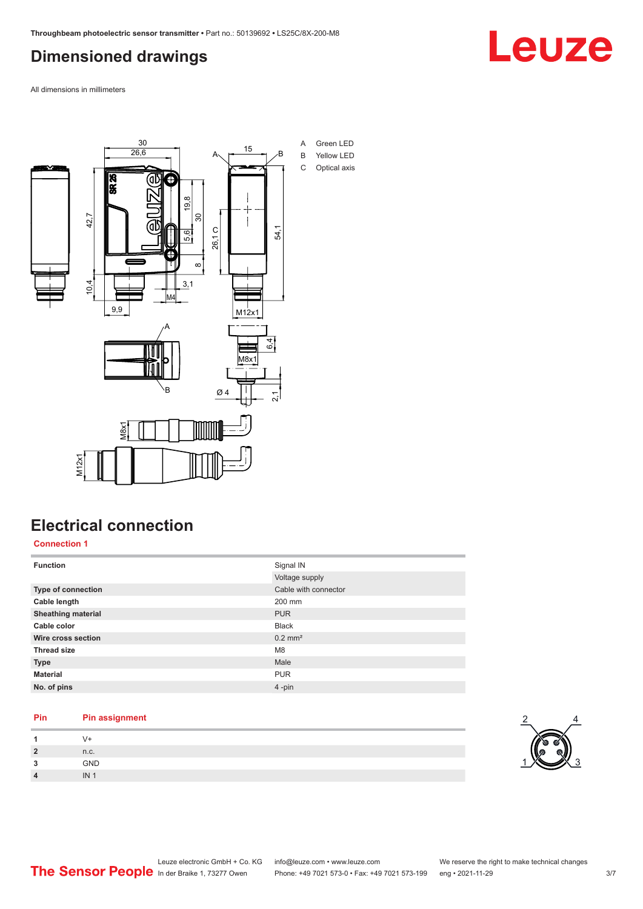## Dimensioned drawings

All dimensions in millimeters

A Green LED
B Yellow LED
C Optical axis

## Electrical connection

### Connection 1

| | |
|---|---|
| **Function** | Signal IN |
| | Voltage supply |
| **Type of connection** | Cable with connector |
| **Cable length** | 200 mm |
| **Sheathing material** | PUR |
| **Cable color** | Black |
| **Wire cross section** | 0.2 mm² |
| **Thread size** | M8 |
| **Type** | Male |
| **Material** | PUR |
| **No. of pins** | 4 -pin |

| Pin | Pin assignment |
|---|---|
| **1** | V+ |
| **2** | n.c. |
| **3** | GND |
| **4** | IN 1 |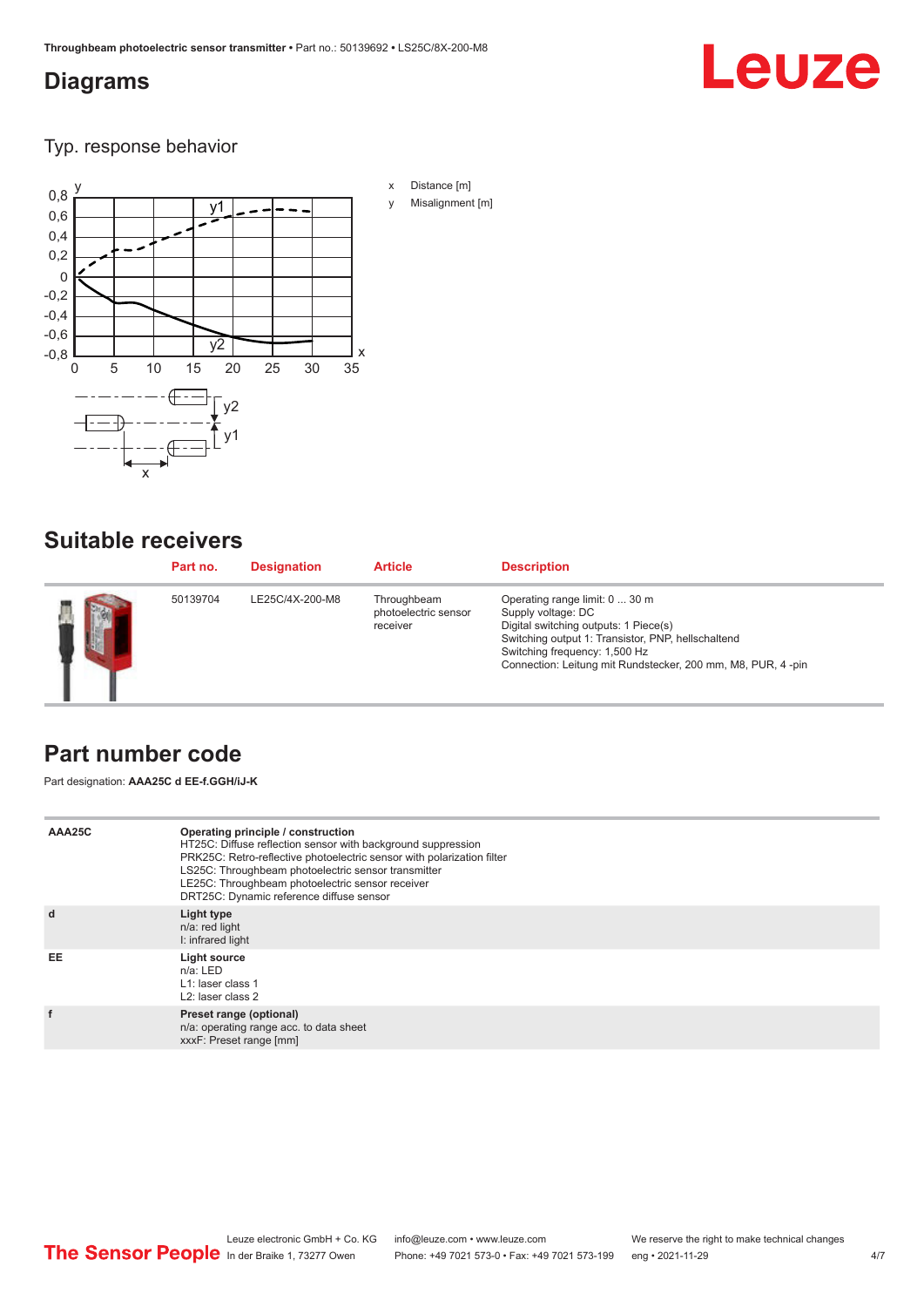## Diagrams

Typ. response behavior

x Distance [m]

y Misalignment [m]

## Suitable receivers

| Part no. | Designation | Article | Description |
|---|---|---|---|
| 50139704 | LE25C/4X-200-M8 | Throughbeam photoelectric sensor receiver | Operating range limit: 0 ... 30 m<br>Supply voltage: DC<br>Digital switching outputs: 1 Piece(s)<br>Switching output 1: Transistor, PNP, hellschaltend<br>Switching frequency: 1,500 Hz<br>Connection: Leitung mit Rundstecker, 200 mm, M8, PUR, 4 -pin |

## Part number code

Part designation: **AAA25C d EE-f.GGH/iJ-K**

| | |
|---|---|
| **AAA25C** | **Operating principle / construction**<br>HT25C: Diffuse reflection sensor with background suppression<br>PRK25C: Retro-reflective photoelectric sensor with polarization filter<br>LS25C: Throughbeam photoelectric sensor transmitter<br>LE25C: Throughbeam photoelectric sensor receiver<br>DRT25C: Dynamic reference diffuse sensor |
| **d** | **Light type**<br>n/a: red light<br>I: infrared light |
| **EE** | **Light source**<br>n/a: LED<br>L1: laser class 1<br>L2: laser class 2 |
| **f** | **Preset range (optional)**<br>n/a: operating range acc. to data sheet<br>xxxF: Preset range [mm] |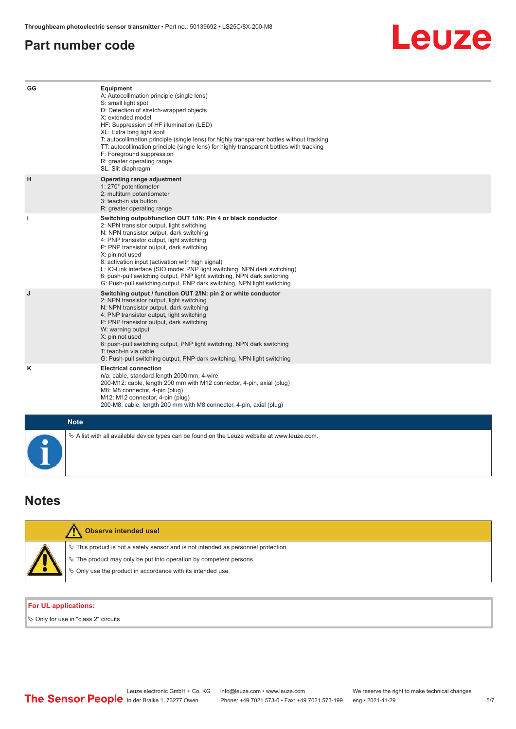## Part number code

| | |
|---|---|
| GG | **Equipment**<br>A: Autocollimation principle (single lens)<br>S: small light spot<br>D: Detection of stretch-wrapped objects<br>X: extended model<br>HF: Suppression of HF illumination (LED)<br>XL: Extra long light spot<br>T: autocollimation principle (single lens) for highly transparent bottles without tracking<br>TT: autocollimation principle (single lens) for highly transparent bottles with tracking<br>F: Foreground suppression<br>R: greater operating range<br>SL: Slit diaphragm |
| H | **Operating range adjustment**<br>1: 270° potentiometer<br>2: multiturn potentiometer<br>3: teach-in via button<br>R: greater operating range |
| i | **Switching output/function OUT 1/IN: Pin 4 or black conductor**<br>2: NPN transistor output, light switching<br>N: NPN transistor output, dark switching<br>4: PNP transistor output, light switching<br>P: PNP transistor output, dark switching<br>X: pin not used<br>8: activation input (activation with high signal)<br>L: IO-Link interface (SIO mode: PNP light switching, NPN dark switching)<br>6: push-pull switching output, PNP light switching, NPN dark switching<br>G: Push-pull switching output, PNP dark switching, NPN light switching |
| J | **Switching output / function OUT 2/IN: pin 2 or white conductor**<br>2: NPN transistor output, light switching<br>N: NPN transistor output, dark switching<br>4: PNP transistor output, light switching<br>P: PNP transistor output, dark switching<br>W: warning output<br>X: pin not used<br>6: push-pull switching output, PNP light switching, NPN dark switching<br>T: teach-in via cable<br>G: Push-pull switching output, PNP dark switching, NPN light switching |
| K | **Electrical connection**<br>n/a: cable, standard length 2000 mm, 4-wire<br>200-M12: cable, length 200 mm with M12 connector, 4-pin, axial (plug)<br>M8: M8 connector, 4-pin (plug)<br>M12: M12 connector, 4-pin (plug)<br>200-M8: cable, length 200 mm with M8 connector, 4-pin, axial (plug) |

**Note**

- A list with all available device types can be found on the Leuze website at www.leuze.com.

## Notes

**Observe intended use!**

- This product is not a safety sensor and is not intended as personnel protection.
- The product may only be put into operation by competent persons.
- Only use the product in accordance with its intended use.

**For UL applications:**

- Only for use in "class 2" circuits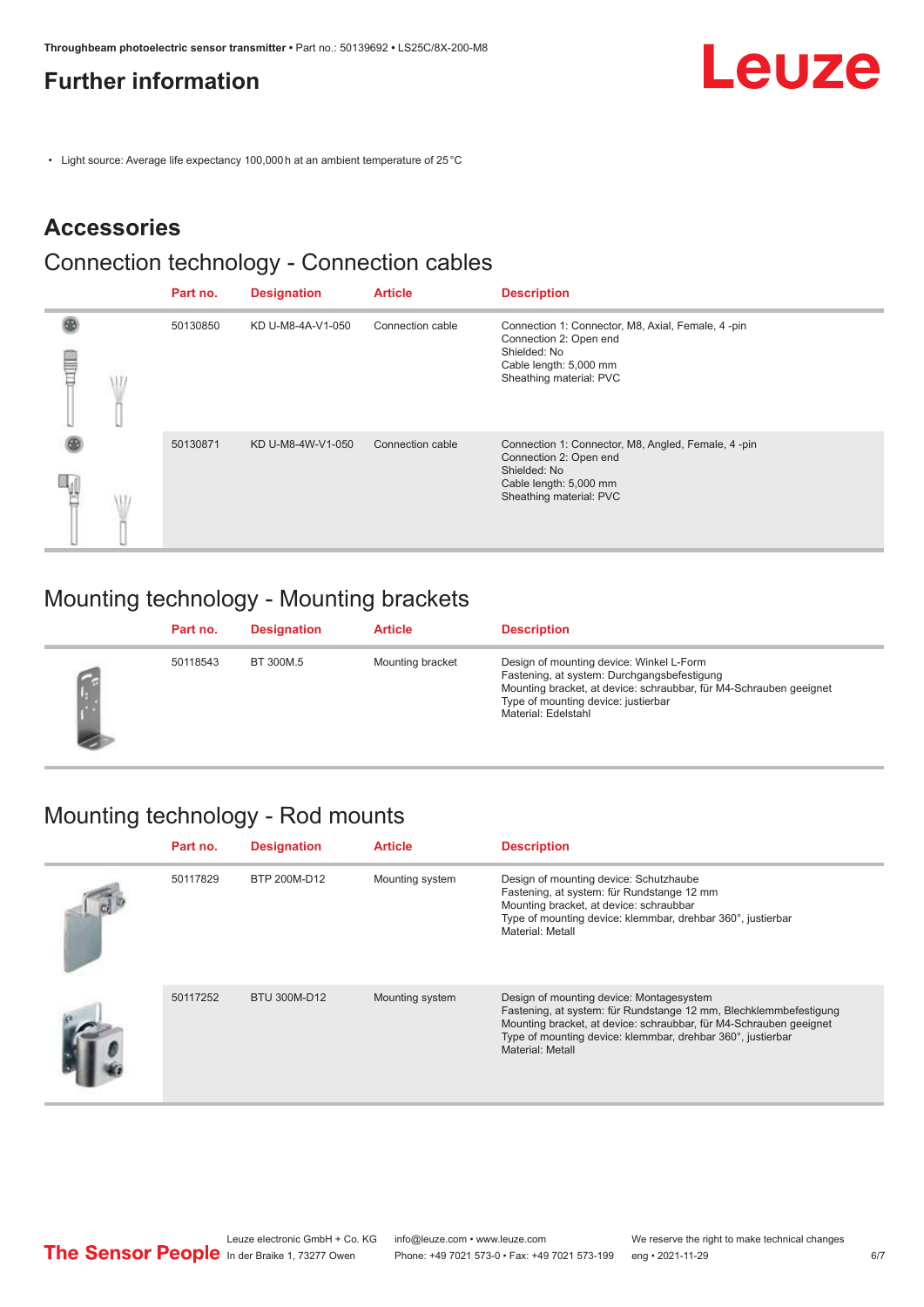# Further information

- Light source: Average life expectancy 100,000 h at an ambient temperature of 25 °C

## Accessories

### Connection technology - Connection cables

| Part no. | Designation | Article | Description |
|---|---|---|---|
| 50130850 | KD U-M8-4A-V1-050 | Connection cable | Connection 1: Connector, M8, Axial, Female, 4 -pin<br>Connection 2: Open end<br>Shielded: No<br>Cable length: 5,000 mm<br>Sheathing material: PVC |
| 50130871 | KD U-M8-4W-V1-050 | Connection cable | Connection 1: Connector, M8, Angled, Female, 4 -pin<br>Connection 2: Open end<br>Shielded: No<br>Cable length: 5,000 mm<br>Sheathing material: PVC |

### Mounting technology - Mounting brackets

| Part no. | Designation | Article | Description |
|---|---|---|---|
| 50118543 | BT 300M.5 | Mounting bracket | Design of mounting device: Winkel L-Form<br>Fastening, at system: Durchgangsbefestigung<br>Mounting bracket, at device: schraubbar, für M4-Schrauben geeignet<br>Type of mounting device: justierbar<br>Material: Edelstahl |

### Mounting technology - Rod mounts

| Part no. | Designation | Article | Description |
|---|---|---|---|
| 50117829 | BTP 200M-D12 | Mounting system | Design of mounting device: Schutzhaube<br>Fastening, at system: für Rundstange 12 mm<br>Mounting bracket, at device: schraubbar<br>Type of mounting device: klemmbar, drehbar 360°, justierbar<br>Material: Metall |
| 50117252 | BTU 300M-D12 | Mounting system | Design of mounting device: Montagesystem<br>Fastening, at system: für Rundstange 12 mm, Blechklemmbefestigung<br>Mounting bracket, at device: schraubbar, für M4-Schrauben geeignet<br>Type of mounting device: klemmbar, drehbar 360°, justierbar<br>Material: Metall |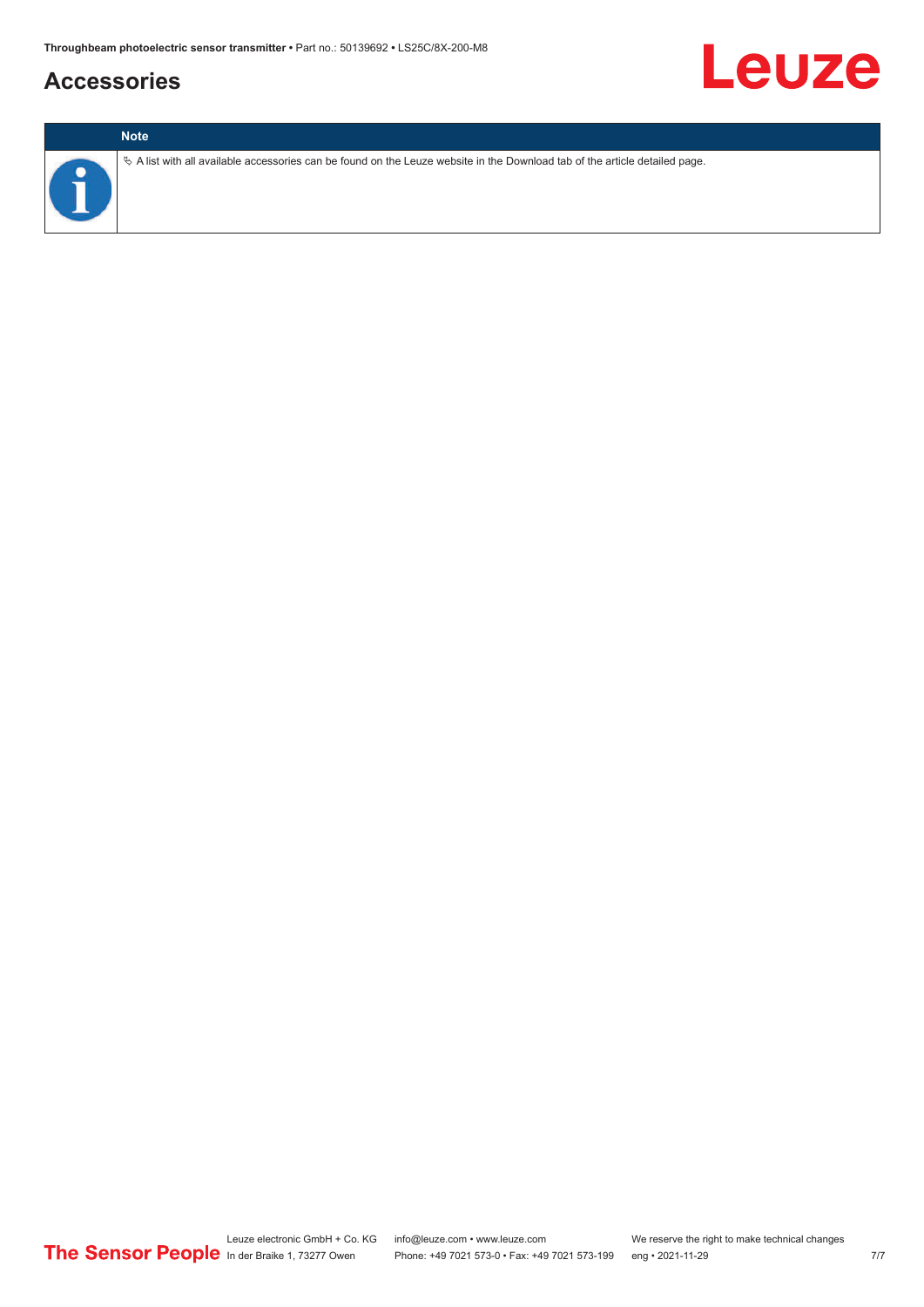## Accessories

| | Note |
|---|---|
| | ↳ A list with all available accessories can be found on the Leuze website in the Download tab of the article detailed page. |